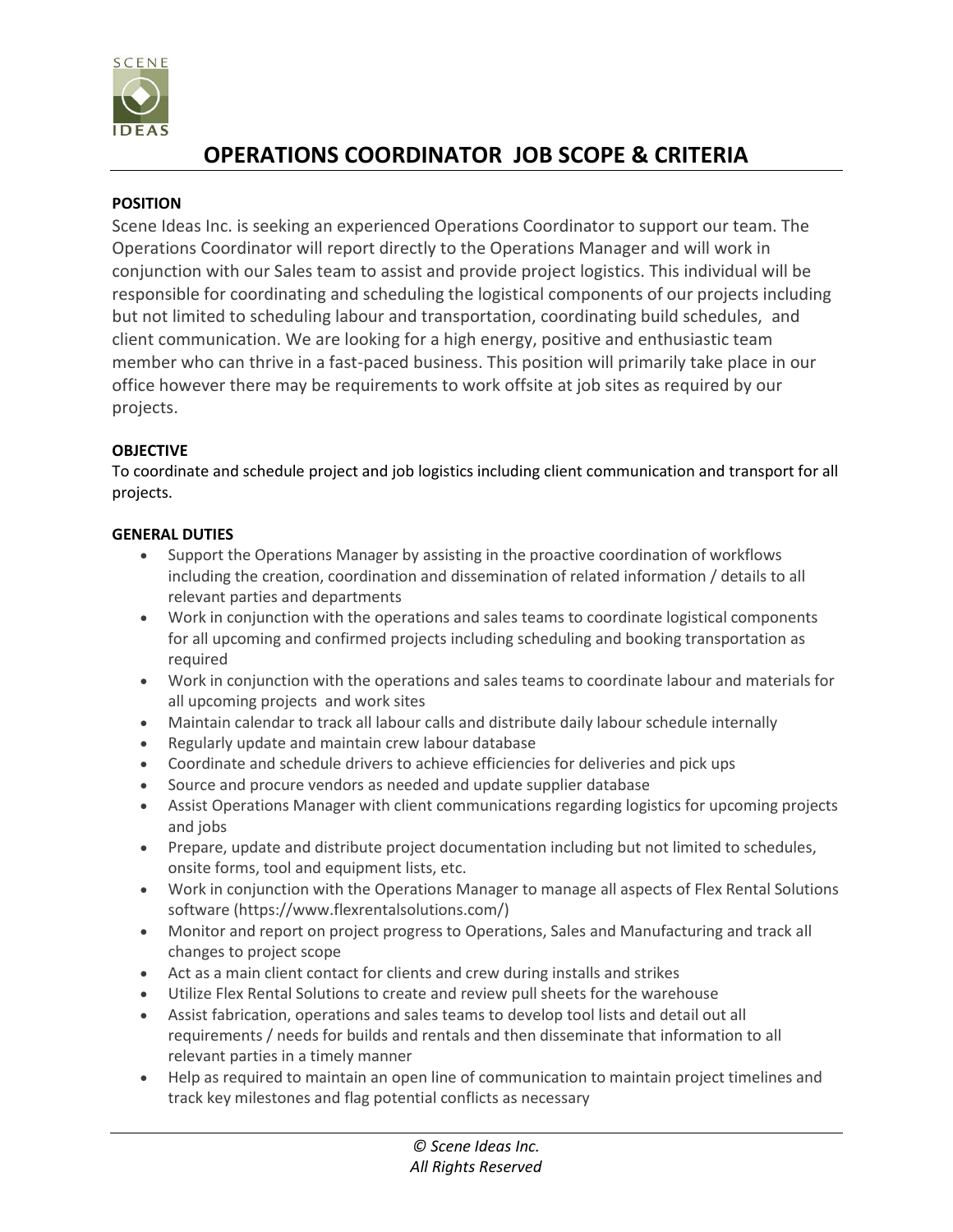# OPERATIONS COORDINATOR JOB SCOPE & CRITERIA

**POSITION**

Scene Ideas Inc. is seeking an experienced Operations Coordinator to support our team. The Operations Coordinator will report directly to the Operations Manager and will work in conjunction with our Sales team to assist and provide project logistics. This individual will be responsible for coordinating and scheduling the logistical components of our projects including but not limited to scheduling labour and transportation, coordinating build schedules, and client communication. We are looking for a high energy, positive and enthusiastic team member who can thrive in a fast-paced business. This position will primarily take place in our office however there may be requirements to work offsite at job sites as required by our projects.

**OBJECTIVE**

To coordinate and schedule project and job logistics including client communication and transport for all projects.

**GENERAL DUTIES**

- Support the Operations Manager by assisting in the proactive coordination of workflows including the creation, coordination and dissemination of related information / details to all relevant parties and departments
- Work in conjunction with the operations and sales teams to coordinate logistical components for all upcoming and confirmed projects including scheduling and booking transportation as required
- Work in conjunction with the operations and sales teams to coordinate labour and materials for all upcoming projects and work sites
- Maintain calendar to track all labour calls and distribute daily labour schedule internally
- Regularly update and maintain crew labour database
- Coordinate and schedule drivers to achieve efficiencies for deliveries and pick ups
- Source and procure vendors as needed and update supplier database
- Assist Operations Manager with client communications regarding logistics for upcoming projects and jobs
- Prepare, update and distribute project documentation including but not limited to schedules, onsite forms, tool and equipment lists, etc.
- Work in conjunction with the Operations Manager to manage all aspects of Flex Rental Solutions software (https://www.flexrentalsolutions.com/)
- Monitor and report on project progress to Operations, Sales and Manufacturing and track all changes to project scope
- Act as a main client contact for clients and crew during installs and strikes
- Utilize Flex Rental Solutions to create and review pull sheets for the warehouse
- Assist fabrication, operations and sales teams to develop tool lists and detail out all requirements / needs for builds and rentals and then disseminate that information to all relevant parties in a timely manner
- Help as required to maintain an open line of communication to maintain project timelines and track key milestones and flag potential conflicts as necessary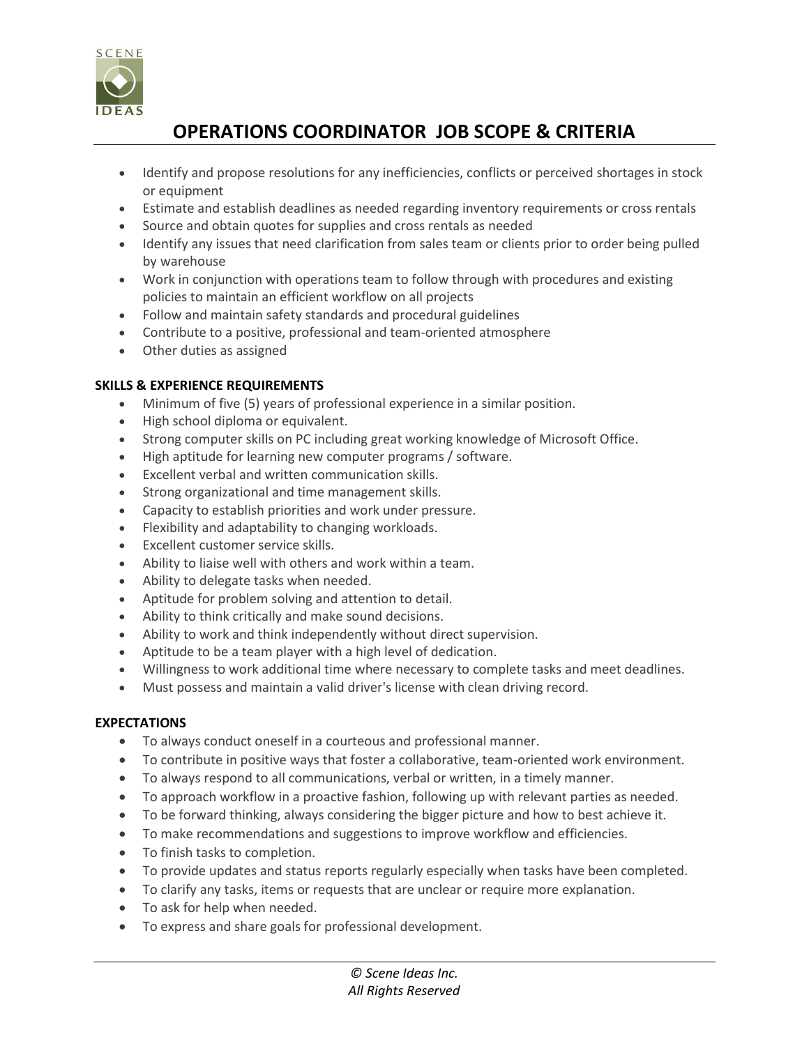# OPERATIONS COORDINATOR JOB SCOPE & CRITERIA

- Identify and propose resolutions for any inefficiencies, conflicts or perceived shortages in stock or equipment
- Estimate and establish deadlines as needed regarding inventory requirements or cross rentals
- Source and obtain quotes for supplies and cross rentals as needed
- Identify any issues that need clarification from sales team or clients prior to order being pulled by warehouse
- Work in conjunction with operations team to follow through with procedures and existing policies to maintain an efficient workflow on all projects
- Follow and maintain safety standards and procedural guidelines
- Contribute to a positive, professional and team-oriented atmosphere
- Other duties as assigned

**SKILLS & EXPERIENCE REQUIREMENTS**

- Minimum of five (5) years of professional experience in a similar position.
- High school diploma or equivalent.
- Strong computer skills on PC including great working knowledge of Microsoft Office.
- High aptitude for learning new computer programs / software.
- Excellent verbal and written communication skills.
- Strong organizational and time management skills.
- Capacity to establish priorities and work under pressure.
- Flexibility and adaptability to changing workloads.
- Excellent customer service skills.
- Ability to liaise well with others and work within a team.
- Ability to delegate tasks when needed.
- Aptitude for problem solving and attention to detail.
- Ability to think critically and make sound decisions.
- Ability to work and think independently without direct supervision.
- Aptitude to be a team player with a high level of dedication.
- Willingness to work additional time where necessary to complete tasks and meet deadlines.
- Must possess and maintain a valid driver's license with clean driving record.

**EXPECTATIONS**

- To always conduct oneself in a courteous and professional manner.
- To contribute in positive ways that foster a collaborative, team-oriented work environment.
- To always respond to all communications, verbal or written, in a timely manner.
- To approach workflow in a proactive fashion, following up with relevant parties as needed.
- To be forward thinking, always considering the bigger picture and how to best achieve it.
- To make recommendations and suggestions to improve workflow and efficiencies.
- To finish tasks to completion.
- To provide updates and status reports regularly especially when tasks have been completed.
- To clarify any tasks, items or requests that are unclear or require more explanation.
- To ask for help when needed.
- To express and share goals for professional development.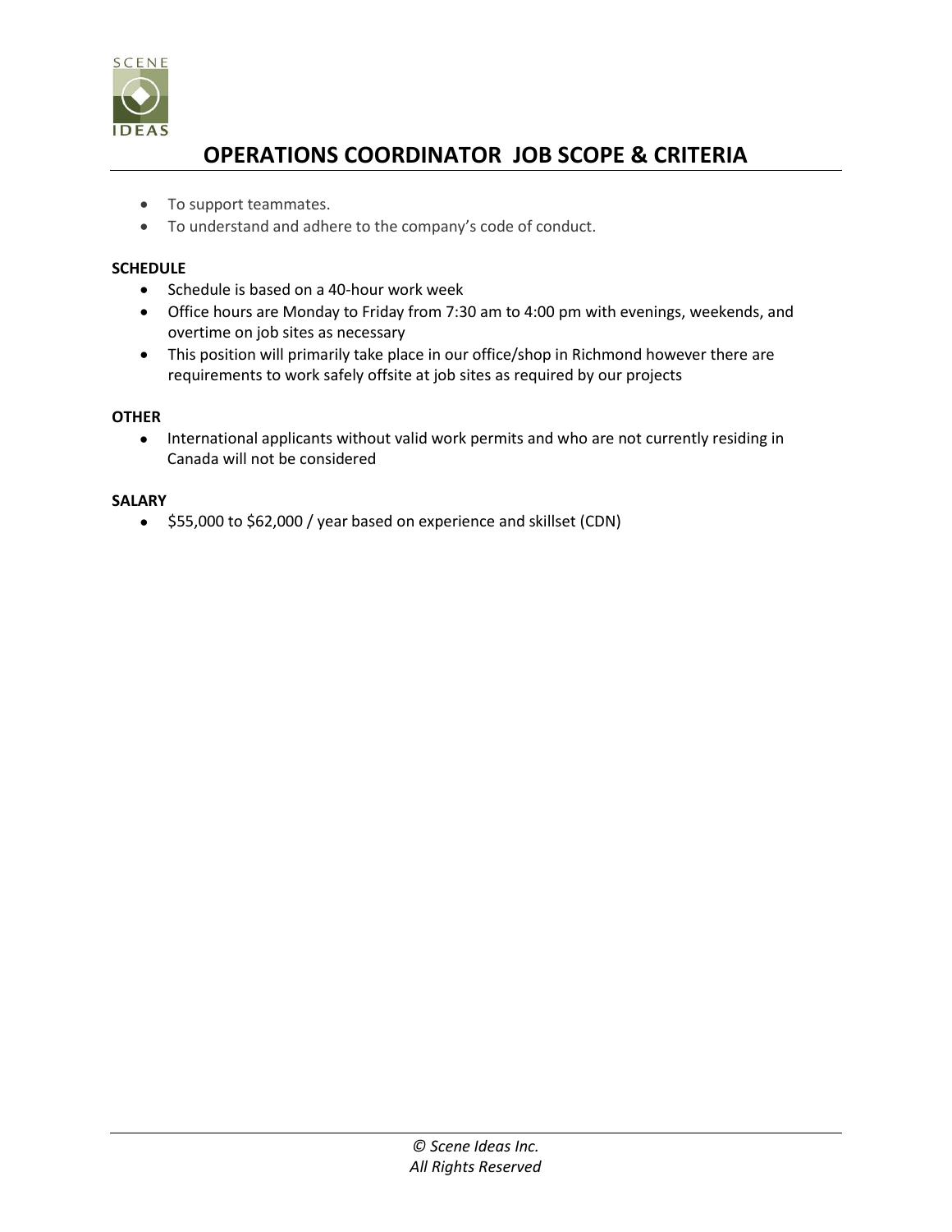- To support teammates.
- To understand and adhere to the company's code of conduct.

**SCHEDULE**

- Schedule is based on a 40-hour work week
- Office hours are Monday to Friday from 7:30 am to 4:00 pm with evenings, weekends, and overtime on job sites as necessary
- This position will primarily take place in our office/shop in Richmond however there are requirements to work safely offsite at job sites as required by our projects

**OTHER**

- International applicants without valid work permits and who are not currently residing in Canada will not be considered

**SALARY**

- $55,000 to $62,000 / year based on experience and skillset (CDN)